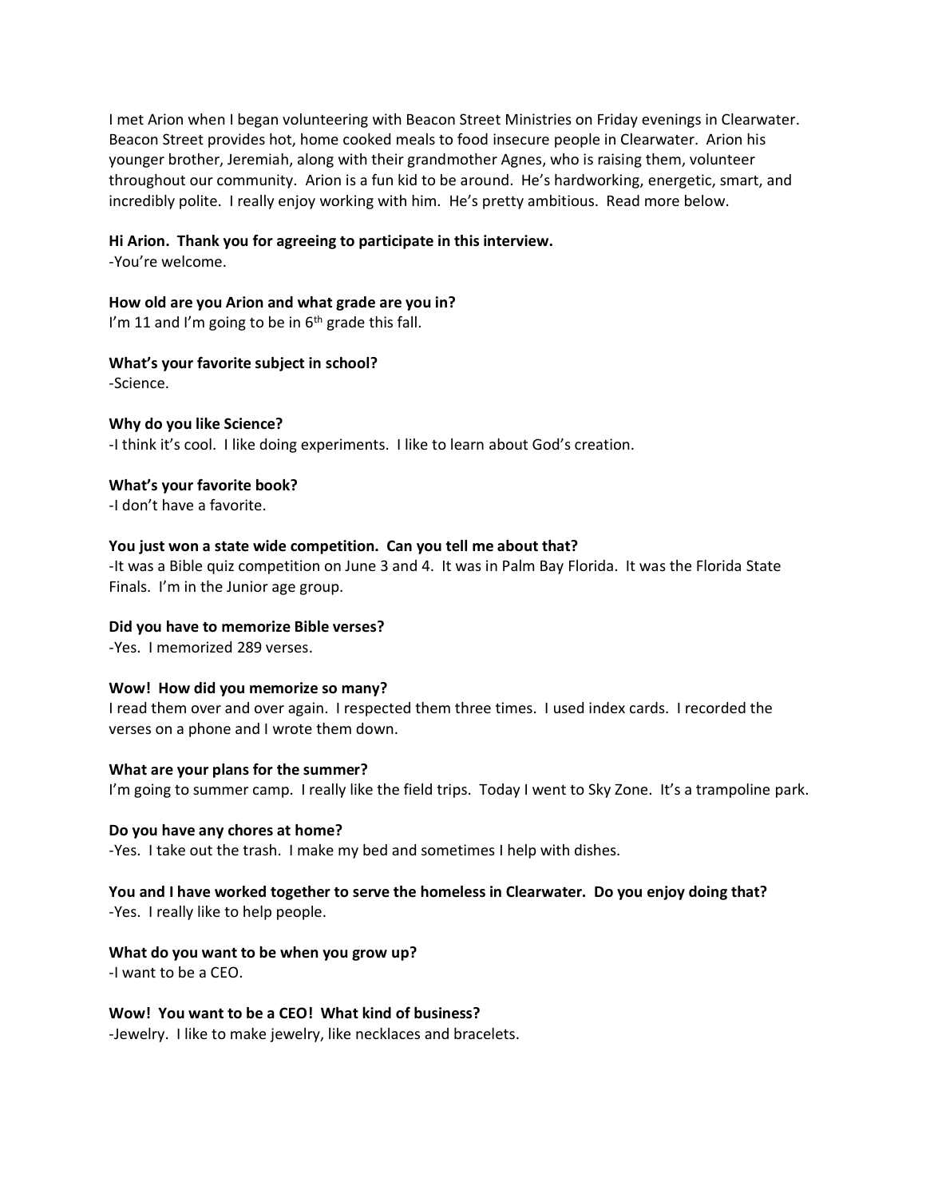I met Arion when I began volunteering with Beacon Street Ministries on Friday evenings in Clearwater. Beacon Street provides hot, home cooked meals to food insecure people in Clearwater. Arion his younger brother, Jeremiah, along with their grandmother Agnes, who is raising them, volunteer throughout our community. Arion is a fun kid to be around. He's hardworking, energetic, smart, and incredibly polite. I really enjoy working with him. He's pretty ambitious. Read more below.

**Hi Arion. Thank you for agreeing to participate in this interview.**
-You're welcome.

**How old are you Arion and what grade are you in?**
I'm 11 and I'm going to be in 6th grade this fall.

**What's your favorite subject in school?**
-Science.

**Why do you like Science?**
-I think it's cool. I like doing experiments. I like to learn about God's creation.

**What's your favorite book?**
-I don't have a favorite.

**You just won a state wide competition. Can you tell me about that?**
-It was a Bible quiz competition on June 3 and 4. It was in Palm Bay Florida. It was the Florida State Finals. I'm in the Junior age group.

**Did you have to memorize Bible verses?**
-Yes. I memorized 289 verses.

**Wow! How did you memorize so many?**
I read them over and over again. I respected them three times. I used index cards. I recorded the verses on a phone and I wrote them down.

**What are your plans for the summer?**
I'm going to summer camp. I really like the field trips. Today I went to Sky Zone. It's a trampoline park.

**Do you have any chores at home?**
-Yes. I take out the trash. I make my bed and sometimes I help with dishes.

**You and I have worked together to serve the homeless in Clearwater. Do you enjoy doing that?**
-Yes. I really like to help people.

**What do you want to be when you grow up?**
-I want to be a CEO.

**Wow! You want to be a CEO! What kind of business?**
-Jewelry. I like to make jewelry, like necklaces and bracelets.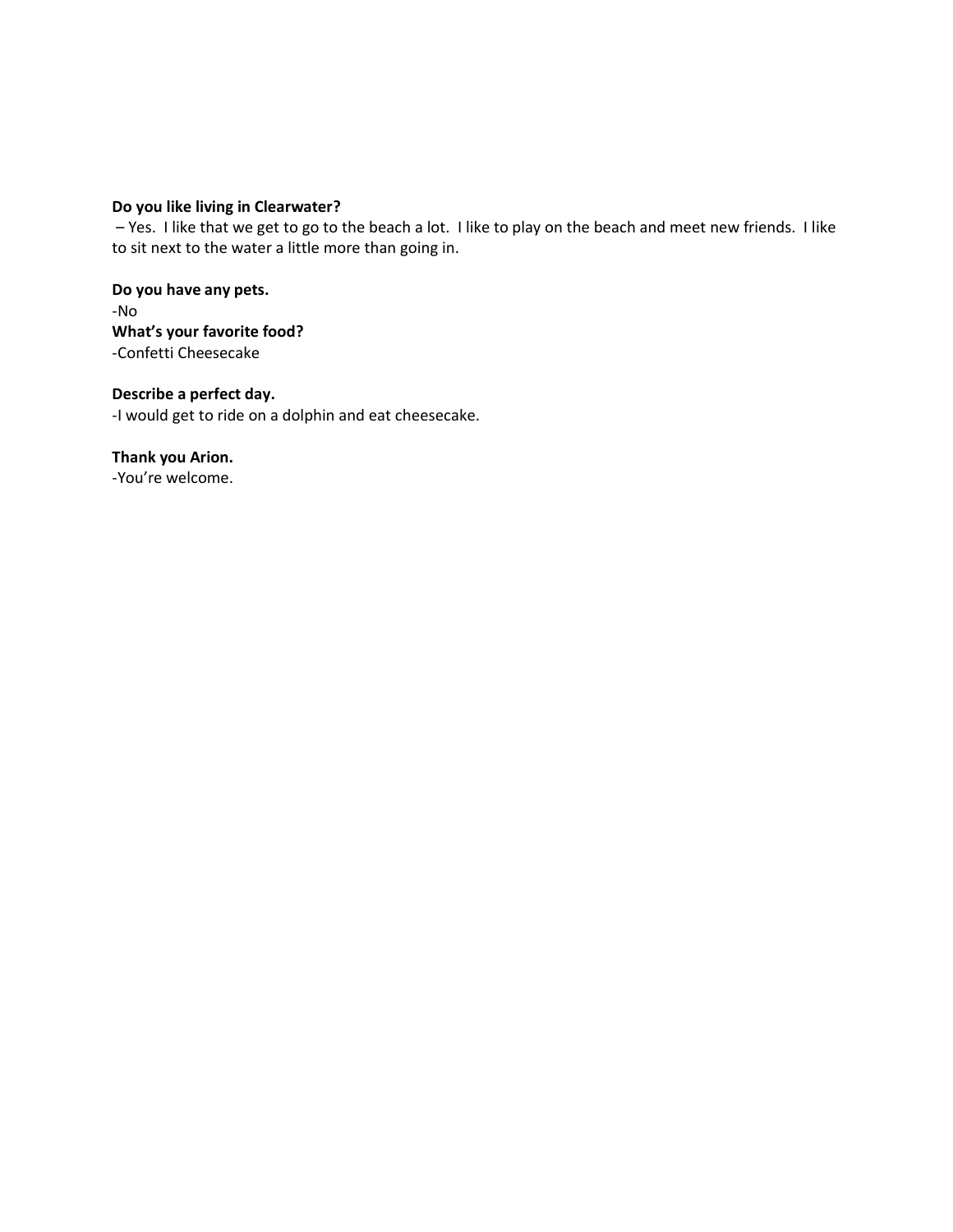**Do you like living in Clearwater?**

– Yes. I like that we get to go to the beach a lot. I like to play on the beach and meet new friends. I like to sit next to the water a little more than going in.

**Do you have any pets.**

-No

**What's your favorite food?**

-Confetti Cheesecake

**Describe a perfect day.**

-I would get to ride on a dolphin and eat cheesecake.

**Thank you Arion.**

-You're welcome.